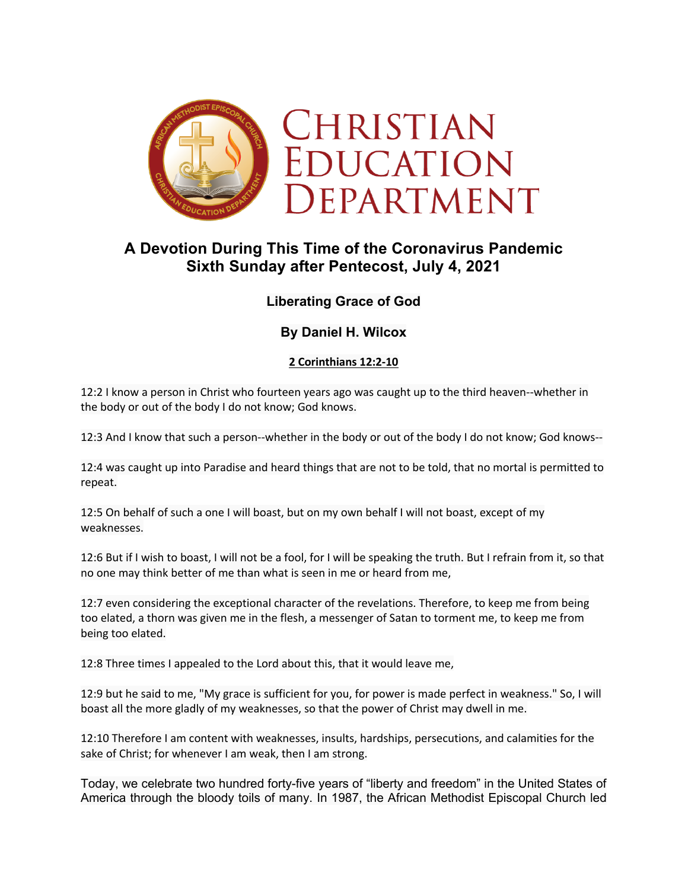# Christian Education Department

## A Devotion During This Time of the Coronavirus Pandemic
## Sixth Sunday after Pentecost, July 4, 2021

### Liberating Grace of God

### By Daniel H. Wilcox

**2 Corinthians 12:2-10**

12:2 I know a person in Christ who fourteen years ago was caught up to the third heaven--whether in the body or out of the body I do not know; God knows.

12:3 And I know that such a person--whether in the body or out of the body I do not know; God knows--

12:4 was caught up into Paradise and heard things that are not to be told, that no mortal is permitted to repeat.

12:5 On behalf of such a one I will boast, but on my own behalf I will not boast, except of my weaknesses.

12:6 But if I wish to boast, I will not be a fool, for I will be speaking the truth. But I refrain from it, so that no one may think better of me than what is seen in me or heard from me,

12:7 even considering the exceptional character of the revelations. Therefore, to keep me from being too elated, a thorn was given me in the flesh, a messenger of Satan to torment me, to keep me from being too elated.

12:8 Three times I appealed to the Lord about this, that it would leave me,

12:9 but he said to me, "My grace is sufficient for you, for power is made perfect in weakness." So, I will boast all the more gladly of my weaknesses, so that the power of Christ may dwell in me.

12:10 Therefore I am content with weaknesses, insults, hardships, persecutions, and calamities for the sake of Christ; for whenever I am weak, then I am strong.

Today, we celebrate two hundred forty-five years of "liberty and freedom" in the United States of America through the bloody toils of many. In 1987, the African Methodist Episcopal Church led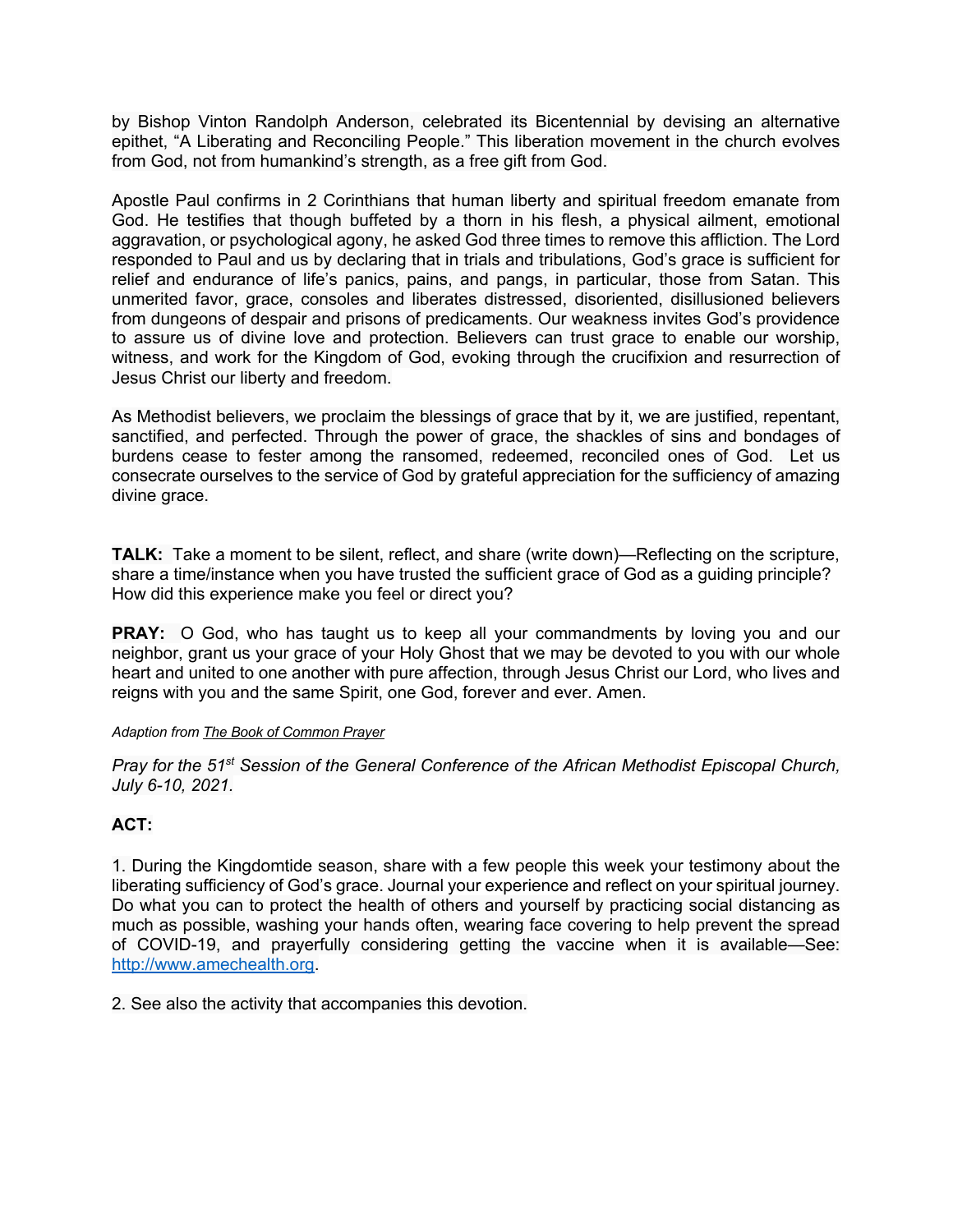by Bishop Vinton Randolph Anderson, celebrated its Bicentennial by devising an alternative epithet, “A Liberating and Reconciling People.” This liberation movement in the church evolves from God, not from humankind’s strength, as a free gift from God.

Apostle Paul confirms in 2 Corinthians that human liberty and spiritual freedom emanate from God. He testifies that though buffeted by a thorn in his flesh, a physical ailment, emotional aggravation, or psychological agony, he asked God three times to remove this affliction. The Lord responded to Paul and us by declaring that in trials and tribulations, God’s grace is sufficient for relief and endurance of life’s panics, pains, and pangs, in particular, those from Satan. This unmerited favor, grace, consoles and liberates distressed, disoriented, disillusioned believers from dungeons of despair and prisons of predicaments. Our weakness invites God’s providence to assure us of divine love and protection. Believers can trust grace to enable our worship, witness, and work for the Kingdom of God, evoking through the crucifixion and resurrection of Jesus Christ our liberty and freedom.

As Methodist believers, we proclaim the blessings of grace that by it, we are justified, repentant, sanctified, and perfected. Through the power of grace, the shackles of sins and bondages of burdens cease to fester among the ransomed, redeemed, reconciled ones of God. Let us consecrate ourselves to the service of God by grateful appreciation for the sufficiency of amazing divine grace.

**TALK:** Take a moment to be silent, reflect, and share (write down)—Reflecting on the scripture, share a time/instance when you have trusted the sufficient grace of God as a guiding principle? How did this experience make you feel or direct you?

**PRAY:** O God, who has taught us to keep all your commandments by loving you and our neighbor, grant us your grace of your Holy Ghost that we may be devoted to you with our whole heart and united to one another with pure affection, through Jesus Christ our Lord, who lives and reigns with you and the same Spirit, one God, forever and ever. Amen.

*Adaption from The Book of Common Prayer*

*Pray for the 51st Session of the General Conference of the African Methodist Episcopal Church, July 6-10, 2021.*

**ACT:**

1. During the Kingdomtide season, share with a few people this week your testimony about the liberating sufficiency of God’s grace. Journal your experience and reflect on your spiritual journey. Do what you can to protect the health of others and yourself by practicing social distancing as much as possible, washing your hands often, wearing face covering to help prevent the spread of COVID-19, and prayerfully considering getting the vaccine when it is available—See: http://www.amechealth.org.

2. See also the activity that accompanies this devotion.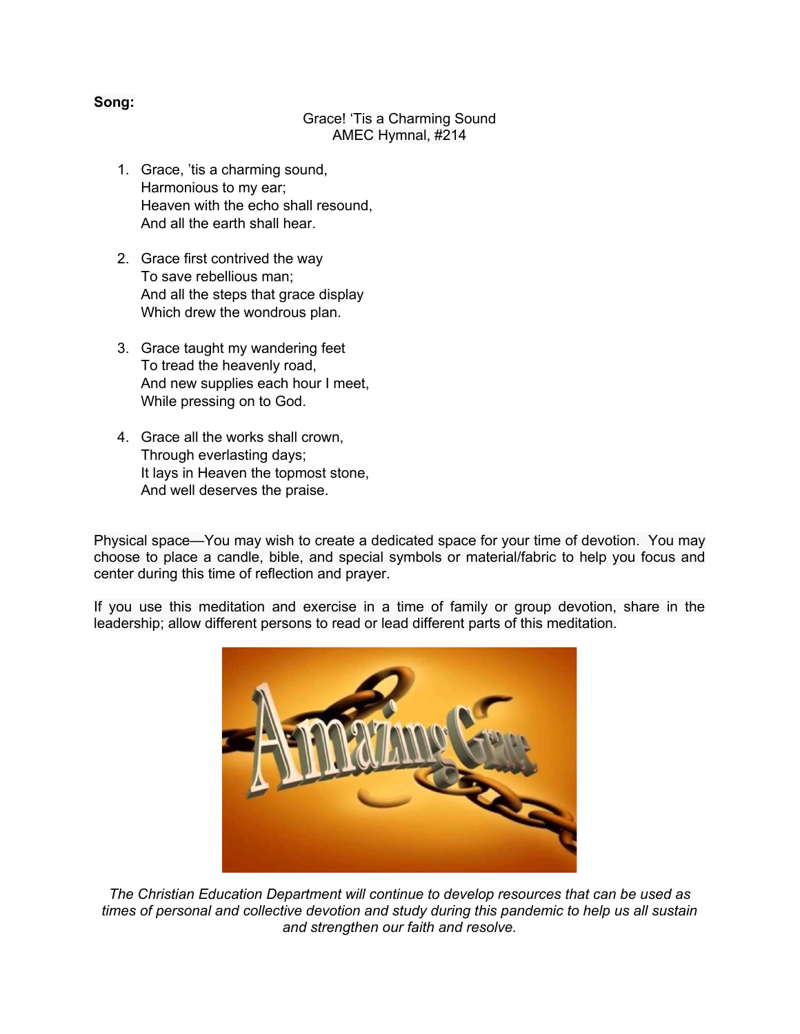**Song:**

Grace! ‘Tis a Charming Sound
AMEC Hymnal, #214

1. Grace, ’tis a charming sound,
   Harmonious to my ear;
   Heaven with the echo shall resound,
   And all the earth shall hear.

2. Grace first contrived the way
   To save rebellious man;
   And all the steps that grace display
   Which drew the wondrous plan.

3. Grace taught my wandering feet
   To tread the heavenly road,
   And new supplies each hour I meet,
   While pressing on to God.

4. Grace all the works shall crown,
   Through everlasting days;
   It lays in Heaven the topmost stone,
   And well deserves the praise.

Physical space—You may wish to create a dedicated space for your time of devotion. You may choose to place a candle, bible, and special symbols or material/fabric to help you focus and center during this time of reflection and prayer.

If you use this meditation and exercise in a time of family or group devotion, share in the leadership; allow different persons to read or lead different parts of this meditation.

*The Christian Education Department will continue to develop resources that can be used as times of personal and collective devotion and study during this pandemic to help us all sustain and strengthen our faith and resolve.*